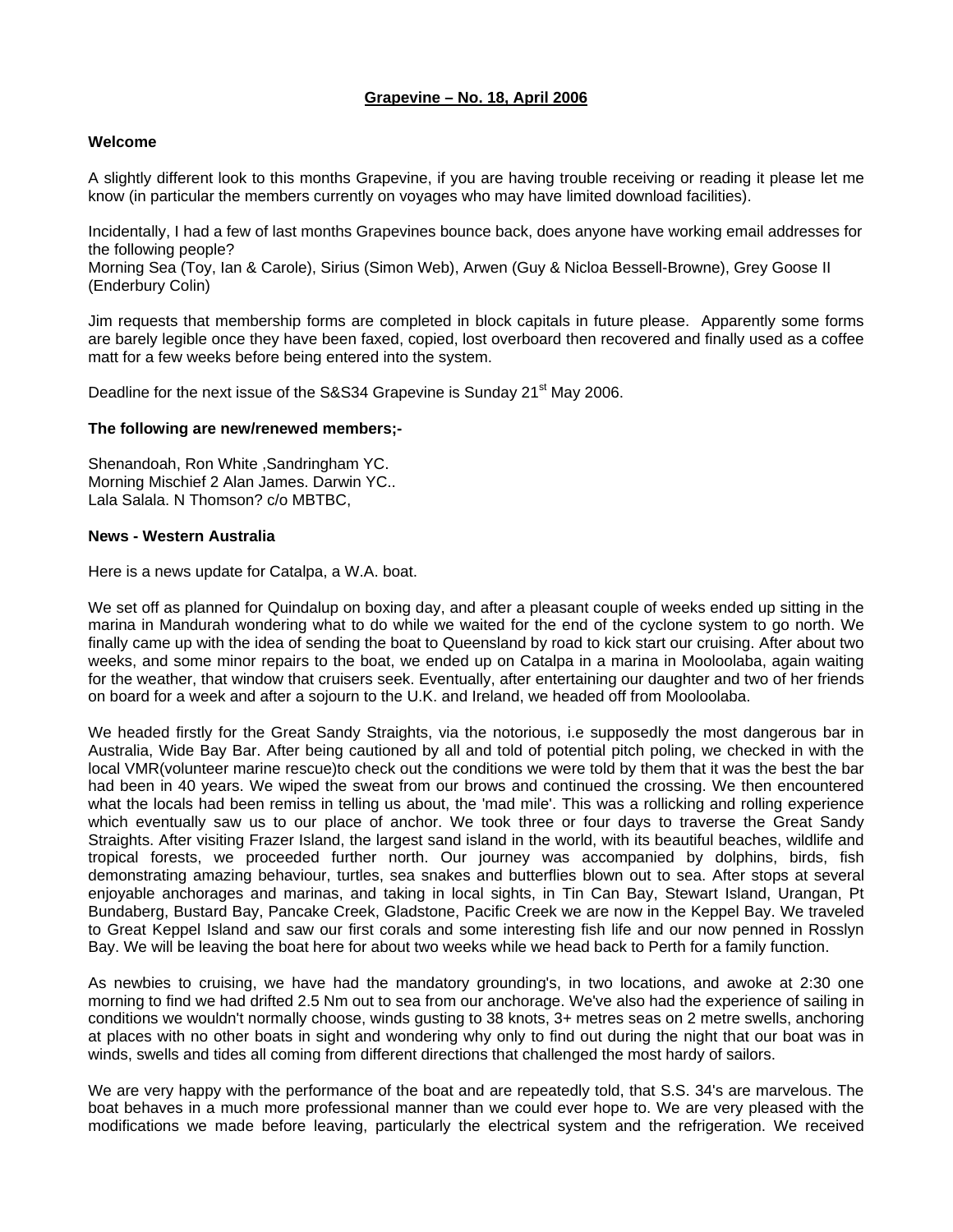# Grapevine – No. 18, April 2006

**Welcome**

A slightly different look to this months Grapevine, if you are having trouble receiving or reading it please let me know (in particular the members currently on voyages who may have limited download facilities).

Incidentally, I had a few of last months Grapevines bounce back, does anyone have working email addresses for the following people?
Morning Sea (Toy, Ian & Carole), Sirius (Simon Web), Arwen (Guy & Nicloa Bessell-Browne), Grey Goose II (Enderbury Colin)

Jim requests that membership forms are completed in block capitals in future please. Apparently some forms are barely legible once they have been faxed, copied, lost overboard then recovered and finally used as a coffee matt for a few weeks before being entered into the system.

Deadline for the next issue of the S&S34 Grapevine is Sunday 21st May 2006.

**The following are new/renewed members;-**

Shenandoah, Ron White ,Sandringham YC.
Morning Mischief 2 Alan James. Darwin YC..
Lala Salala. N Thomson? c/o MBTBC,

**News - Western Australia**

Here is a news update for Catalpa, a W.A. boat.

We set off as planned for Quindalup on boxing day, and after a pleasant couple of weeks ended up sitting in the marina in Mandurah wondering what to do while we waited for the end of the cyclone system to go north. We finally came up with the idea of sending the boat to Queensland by road to kick start our cruising. After about two weeks, and some minor repairs to the boat, we ended up on Catalpa in a marina in Mooloolaba, again waiting for the weather, that window that cruisers seek. Eventually, after entertaining our daughter and two of her friends on board for a week and after a sojourn to the U.K. and Ireland, we headed off from Mooloolaba.

We headed firstly for the Great Sandy Straights, via the notorious, i.e supposedly the most dangerous bar in Australia, Wide Bay Bar. After being cautioned by all and told of potential pitch poling, we checked in with the local VMR(volunteer marine rescue)to check out the conditions we were told by them that it was the best the bar had been in 40 years. We wiped the sweat from our brows and continued the crossing. We then encountered what the locals had been remiss in telling us about, the 'mad mile'. This was a rollicking and rolling experience which eventually saw us to our place of anchor. We took three or four days to traverse the Great Sandy Straights. After visiting Frazer Island, the largest sand island in the world, with its beautiful beaches, wildlife and tropical forests, we proceeded further north. Our journey was accompanied by dolphins, birds, fish demonstrating amazing behaviour, turtles, sea snakes and butterflies blown out to sea. After stops at several enjoyable anchorages and marinas, and taking in local sights, in Tin Can Bay, Stewart Island, Urangan, Pt Bundaberg, Bustard Bay, Pancake Creek, Gladstone, Pacific Creek we are now in the Keppel Bay. We traveled to Great Keppel Island and saw our first corals and some interesting fish life and our now penned in Rosslyn Bay. We will be leaving the boat here for about two weeks while we head back to Perth for a family function.

As newbies to cruising, we have had the mandatory grounding's, in two locations, and awoke at 2:30 one morning to find we had drifted 2.5 Nm out to sea from our anchorage. We've also had the experience of sailing in conditions we wouldn't normally choose, winds gusting to 38 knots, 3+ metres seas on 2 metre swells, anchoring at places with no other boats in sight and wondering why only to find out during the night that our boat was in winds, swells and tides all coming from different directions that challenged the most hardy of sailors.

We are very happy with the performance of the boat and are repeatedly told, that S.S. 34's are marvelous. The boat behaves in a much more professional manner than we could ever hope to. We are very pleased with the modifications we made before leaving, particularly the electrical system and the refrigeration. We received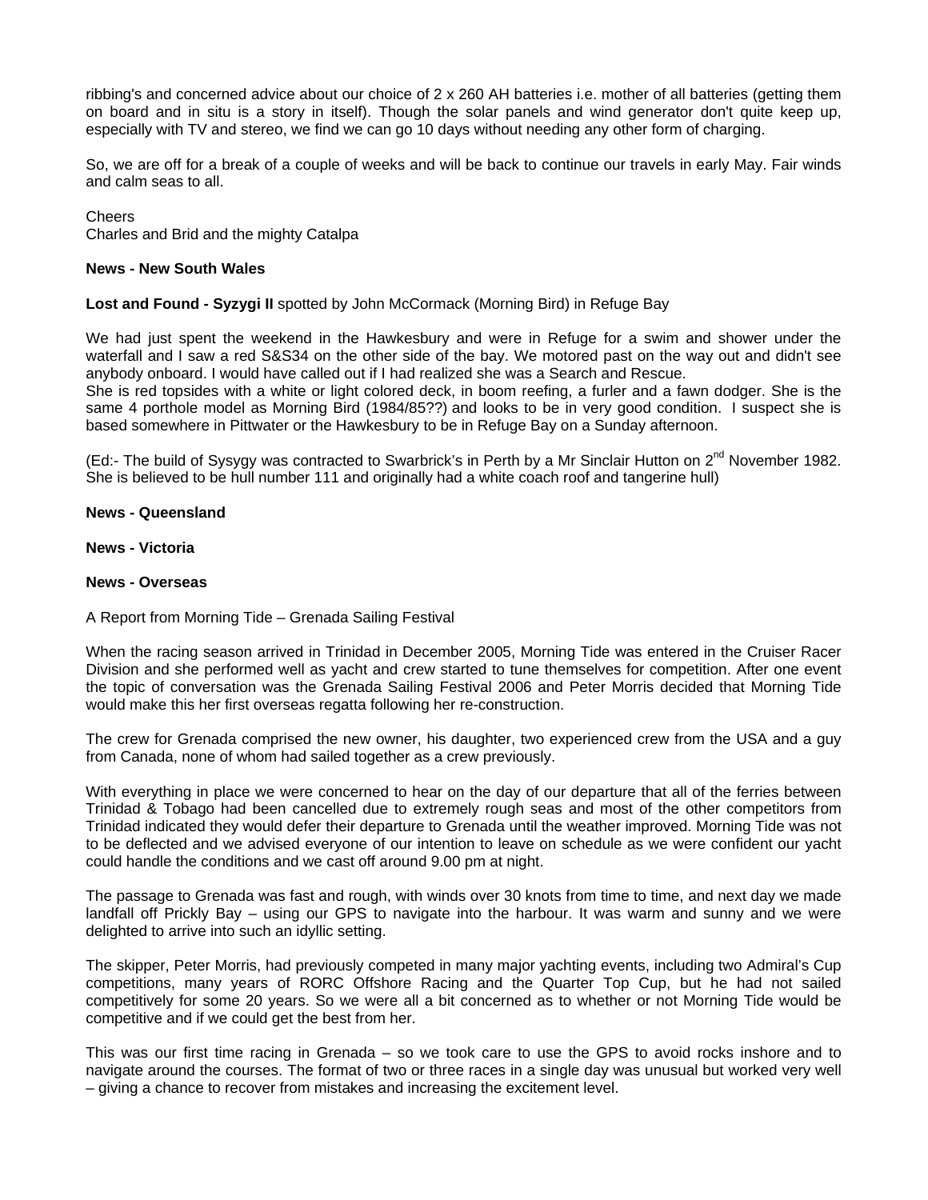ribbing's and concerned advice about our choice of 2 x 260 AH batteries i.e. mother of all batteries (getting them on board and in situ is a story in itself). Though the solar panels and wind generator don't quite keep up, especially with TV and stereo, we find we can go 10 days without needing any other form of charging.

So, we are off for a break of a couple of weeks and will be back to continue our travels in early May. Fair winds and calm seas to all.

Cheers
Charles and Brid and the mighty Catalpa

**News - New South Wales**

**Lost and Found - Syzygi II** spotted by John McCormack (Morning Bird) in Refuge Bay

We had just spent the weekend in the Hawkesbury and were in Refuge for a swim and shower under the waterfall and I saw a red S&S34 on the other side of the bay. We motored past on the way out and didn't see anybody onboard. I would have called out if I had realized she was a Search and Rescue.
She is red topsides with a white or light colored deck, in boom reefing, a furler and a fawn dodger. She is the same 4 porthole model as Morning Bird (1984/85??) and looks to be in very good condition. I suspect she is based somewhere in Pittwater or the Hawkesbury to be in Refuge Bay on a Sunday afternoon.

(Ed:- The build of Sysygy was contracted to Swarbrick's in Perth by a Mr Sinclair Hutton on 2nd November 1982. She is believed to be hull number 111 and originally had a white coach roof and tangerine hull)

**News - Queensland**

**News - Victoria**

**News - Overseas**

A Report from Morning Tide – Grenada Sailing Festival

When the racing season arrived in Trinidad in December 2005, Morning Tide was entered in the Cruiser Racer Division and she performed well as yacht and crew started to tune themselves for competition. After one event the topic of conversation was the Grenada Sailing Festival 2006 and Peter Morris decided that Morning Tide would make this her first overseas regatta following her re-construction.

The crew for Grenada comprised the new owner, his daughter, two experienced crew from the USA and a guy from Canada, none of whom had sailed together as a crew previously.

With everything in place we were concerned to hear on the day of our departure that all of the ferries between Trinidad & Tobago had been cancelled due to extremely rough seas and most of the other competitors from Trinidad indicated they would defer their departure to Grenada until the weather improved. Morning Tide was not to be deflected and we advised everyone of our intention to leave on schedule as we were confident our yacht could handle the conditions and we cast off around 9.00 pm at night.

The passage to Grenada was fast and rough, with winds over 30 knots from time to time, and next day we made landfall off Prickly Bay – using our GPS to navigate into the harbour. It was warm and sunny and we were delighted to arrive into such an idyllic setting.

The skipper, Peter Morris, had previously competed in many major yachting events, including two Admiral's Cup competitions, many years of RORC Offshore Racing and the Quarter Top Cup, but he had not sailed competitively for some 20 years. So we were all a bit concerned as to whether or not Morning Tide would be competitive and if we could get the best from her.

This was our first time racing in Grenada – so we took care to use the GPS to avoid rocks inshore and to navigate around the courses. The format of two or three races in a single day was unusual but worked very well – giving a chance to recover from mistakes and increasing the excitement level.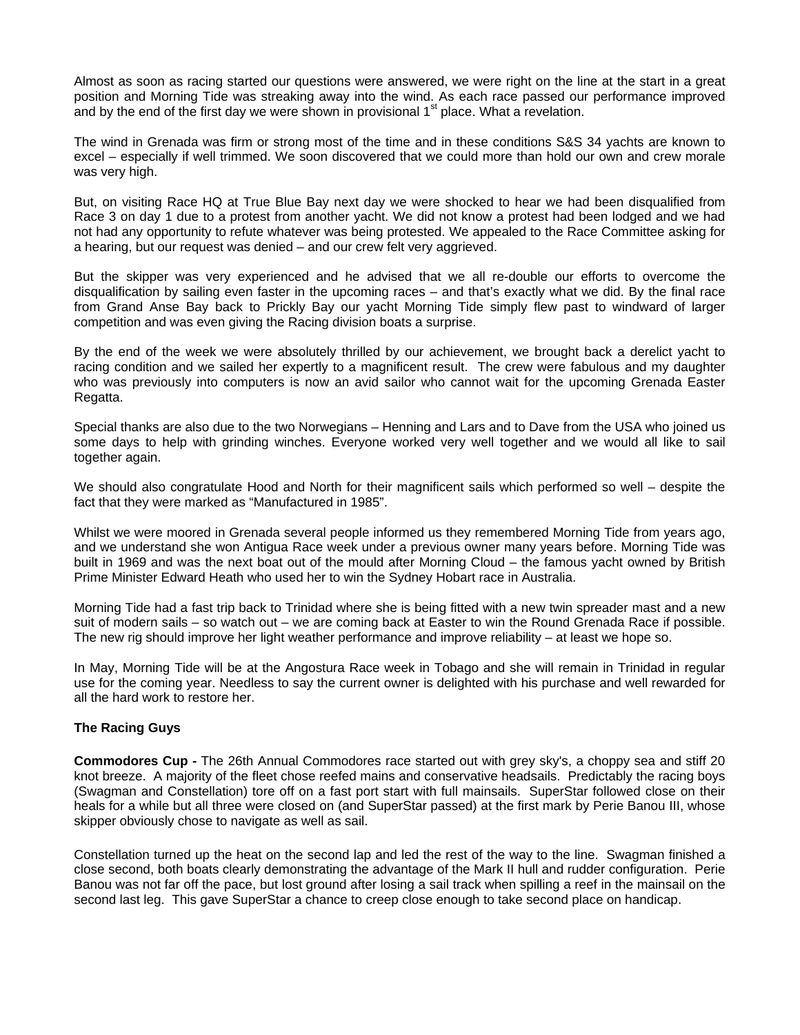Almost as soon as racing started our questions were answered, we were right on the line at the start in a great position and Morning Tide was streaking away into the wind. As each race passed our performance improved and by the end of the first day we were shown in provisional 1st place. What a revelation.

The wind in Grenada was firm or strong most of the time and in these conditions S&S 34 yachts are known to excel – especially if well trimmed. We soon discovered that we could more than hold our own and crew morale was very high.

But, on visiting Race HQ at True Blue Bay next day we were shocked to hear we had been disqualified from Race 3 on day 1 due to a protest from another yacht. We did not know a protest had been lodged and we had not had any opportunity to refute whatever was being protested. We appealed to the Race Committee asking for a hearing, but our request was denied – and our crew felt very aggrieved.

But the skipper was very experienced and he advised that we all re-double our efforts to overcome the disqualification by sailing even faster in the upcoming races – and that's exactly what we did. By the final race from Grand Anse Bay back to Prickly Bay our yacht Morning Tide simply flew past to windward of larger competition and was even giving the Racing division boats a surprise.

By the end of the week we were absolutely thrilled by our achievement, we brought back a derelict yacht to racing condition and we sailed her expertly to a magnificent result. The crew were fabulous and my daughter who was previously into computers is now an avid sailor who cannot wait for the upcoming Grenada Easter Regatta.

Special thanks are also due to the two Norwegians – Henning and Lars and to Dave from the USA who joined us some days to help with grinding winches. Everyone worked very well together and we would all like to sail together again.

We should also congratulate Hood and North for their magnificent sails which performed so well – despite the fact that they were marked as "Manufactured in 1985".

Whilst we were moored in Grenada several people informed us they remembered Morning Tide from years ago, and we understand she won Antigua Race week under a previous owner many years before. Morning Tide was built in 1969 and was the next boat out of the mould after Morning Cloud – the famous yacht owned by British Prime Minister Edward Heath who used her to win the Sydney Hobart race in Australia.

Morning Tide had a fast trip back to Trinidad where she is being fitted with a new twin spreader mast and a new suit of modern sails – so watch out – we are coming back at Easter to win the Round Grenada Race if possible. The new rig should improve her light weather performance and improve reliability – at least we hope so.

In May, Morning Tide will be at the Angostura Race week in Tobago and she will remain in Trinidad in regular use for the coming year. Needless to say the current owner is delighted with his purchase and well rewarded for all the hard work to restore her.

**The Racing Guys**

**Commodores Cup -** The 26th Annual Commodores race started out with grey sky's, a choppy sea and stiff 20 knot breeze. A majority of the fleet chose reefed mains and conservative headsails. Predictably the racing boys (Swagman and Constellation) tore off on a fast port start with full mainsails. SuperStar followed close on their heals for a while but all three were closed on (and SuperStar passed) at the first mark by Perie Banou III, whose skipper obviously chose to navigate as well as sail.

Constellation turned up the heat on the second lap and led the rest of the way to the line. Swagman finished a close second, both boats clearly demonstrating the advantage of the Mark II hull and rudder configuration. Perie Banou was not far off the pace, but lost ground after losing a sail track when spilling a reef in the mainsail on the second last leg. This gave SuperStar a chance to creep close enough to take second place on handicap.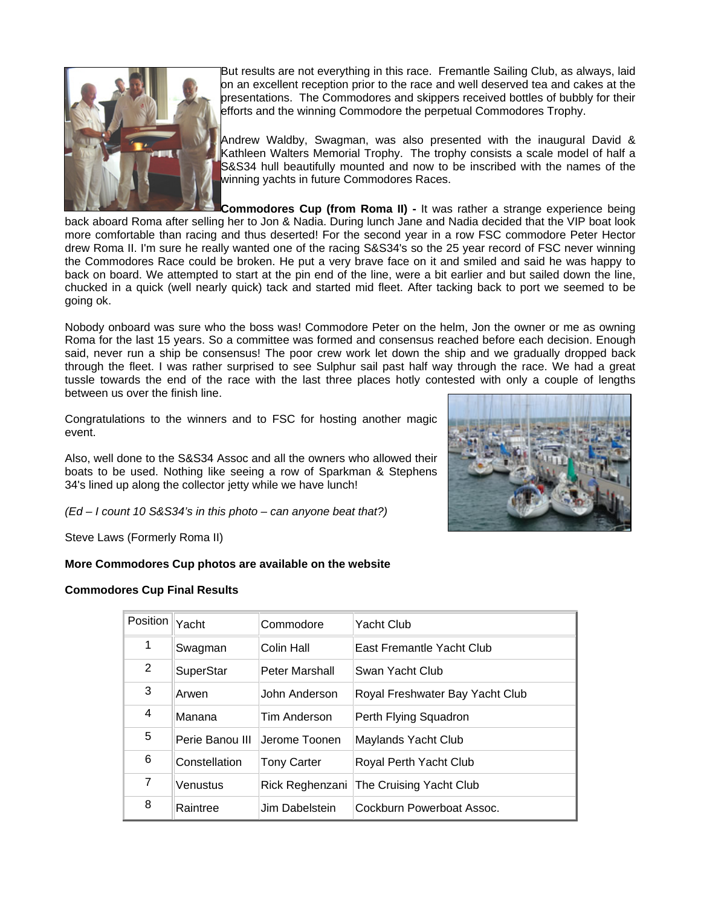But results are not everything in this race. Fremantle Sailing Club, as always, laid on an excellent reception prior to the race and well deserved tea and cakes at the presentations. The Commodores and skippers received bottles of bubbly for their efforts and the winning Commodore the perpetual Commodores Trophy.

Andrew Waldby, Swagman, was also presented with the inaugural David & Kathleen Walters Memorial Trophy. The trophy consists a scale model of half a S&S34 hull beautifully mounted and now to be inscribed with the names of the winning yachts in future Commodores Races.

**Commodores Cup (from Roma II) -** It was rather a strange experience being back aboard Roma after selling her to Jon & Nadia. During lunch Jane and Nadia decided that the VIP boat look more comfortable than racing and thus deserted! For the second year in a row FSC commodore Peter Hector drew Roma II. I'm sure he really wanted one of the racing S&S34's so the 25 year record of FSC never winning the Commodores Race could be broken. He put a very brave face on it and smiled and said he was happy to back on board. We attempted to start at the pin end of the line, were a bit earlier and but sailed down the line, chucked in a quick (well nearly quick) tack and started mid fleet. After tacking back to port we seemed to be going ok.

Nobody onboard was sure who the boss was! Commodore Peter on the helm, Jon the owner or me as owning Roma for the last 15 years. So a committee was formed and consensus reached before each decision. Enough said, never run a ship be consensus! The poor crew work let down the ship and we gradually dropped back through the fleet. I was rather surprised to see Sulphur sail past half way through the race. We had a great tussle towards the end of the race with the last three places hotly contested with only a couple of lengths between us over the finish line.

Congratulations to the winners and to FSC for hosting another magic event.

Also, well done to the S&S34 Assoc and all the owners who allowed their boats to be used. Nothing like seeing a row of Sparkman & Stephens 34's lined up along the collector jetty while we have lunch!

*(Ed – I count 10 S&S34's in this photo – can anyone beat that?)*

Steve Laws (Formerly Roma II)

**More Commodores Cup photos are available on the website**

**Commodores Cup Final Results**

| Position | Yacht | Commodore | Yacht Club |
|---|---|---|---|
| 1 | Swagman | Colin Hall | East Fremantle Yacht Club |
| 2 | SuperStar | Peter Marshall | Swan Yacht Club |
| 3 | Arwen | John Anderson | Royal Freshwater Bay Yacht Club |
| 4 | Manana | Tim Anderson | Perth Flying Squadron |
| 5 | Perie Banou III | Jerome Toonen | Maylands Yacht Club |
| 6 | Constellation | Tony Carter | Royal Perth Yacht Club |
| 7 | Venustus | Rick Reghenzani | The Cruising Yacht Club |
| 8 | Raintree | Jim Dabelstein | Cockburn Powerboat Assoc. |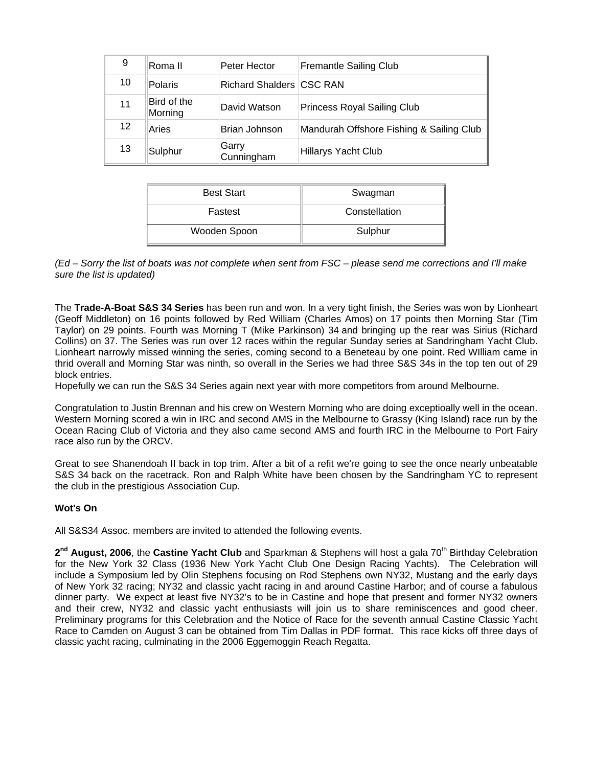| | | | |
|---|---|---|---|
| 9 | Roma II | Peter Hector | Fremantle Sailing Club |
| 10 | Polaris | Richard Shalders | CSC RAN |
| 11 | Bird of the Morning | David Watson | Princess Royal Sailing Club |
| 12 | Aries | Brian Johnson | Mandurah Offshore Fishing & Sailing Club |
| 13 | Sulphur | Garry Cunningham | Hillarys Yacht Club |

| | |
|---|---|
| Best Start | Swagman |
| Fastest | Constellation |
| Wooden Spoon | Sulphur |

*(Ed – Sorry the list of boats was not complete when sent from FSC – please send me corrections and I'll make sure the list is updated)*

The **Trade-A-Boat S&S 34 Series** has been run and won. In a very tight finish, the Series was won by Lionheart (Geoff Middleton) on 16 points followed by Red William (Charles Amos) on 17 points then Morning Star (Tim Taylor) on 29 points. Fourth was Morning T (Mike Parkinson) 34 and bringing up the rear was Sirius (Richard Collins) on 37. The Series was run over 12 races within the regular Sunday series at Sandringham Yacht Club. Lionheart narrowly missed winning the series, coming second to a Beneteau by one point. Red WIlliam came in thrid overall and Morning Star was ninth, so overall in the Series we had three S&S 34s in the top ten out of 29 block entries.
Hopefully we can run the S&S 34 Series again next year with more competitors from around Melbourne.

Congratulation to Justin Brennan and his crew on Western Morning who are doing exceptioally well in the ocean. Western Morning scored a win in IRC and second AMS in the Melbourne to Grassy (King Island) race run by the Ocean Racing Club of Victoria and they also came second AMS and fourth IRC in the Melbourne to Port Fairy race also run by the ORCV.

Great to see Shanendoah II back in top trim. After a bit of a refit we're going to see the once nearly unbeatable S&S 34 back on the racetrack. Ron and Ralph White have been chosen by the Sandringham YC to represent the club in the prestigious Association Cup.

**Wot's On**

All S&S34 Assoc. members are invited to attended the following events.

**2nd August, 2006**, the **Castine Yacht Club** and Sparkman & Stephens will host a gala 70th Birthday Celebration for the New York 32 Class (1936 New York Yacht Club One Design Racing Yachts). The Celebration will include a Symposium led by Olin Stephens focusing on Rod Stephens own NY32, Mustang and the early days of New York 32 racing; NY32 and classic yacht racing in and around Castine Harbor; and of course a fabulous dinner party. We expect at least five NY32's to be in Castine and hope that present and former NY32 owners and their crew, NY32 and classic yacht enthusiasts will join us to share reminiscences and good cheer. Preliminary programs for this Celebration and the Notice of Race for the seventh annual Castine Classic Yacht Race to Camden on August 3 can be obtained from Tim Dallas in PDF format. This race kicks off three days of classic yacht racing, culminating in the 2006 Eggemoggin Reach Regatta.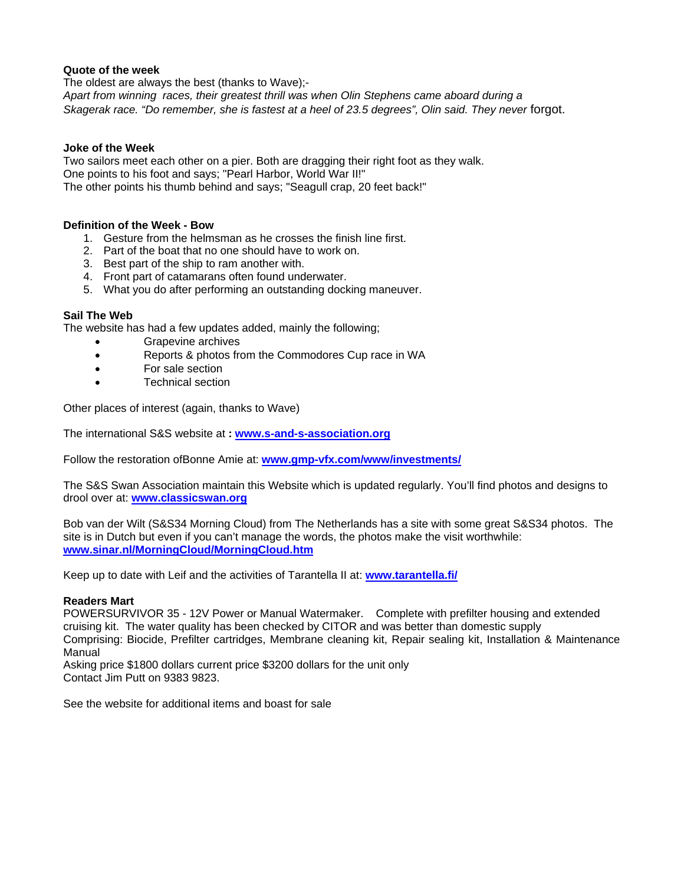**Quote of the week**

The oldest are always the best (thanks to Wave);-

*Apart from winning races, their greatest thrill was when Olin Stephens came aboard during a Skagerak race. "Do remember, she is fastest at a heel of 23.5 degrees", Olin said. They never* forgot.

**Joke of the Week**

Two sailors meet each other on a pier. Both are dragging their right foot as they walk.
One points to his foot and says; "Pearl Harbor, World War II!"
The other points his thumb behind and says; "Seagull crap, 20 feet back!"

**Definition of the Week - Bow**

1. Gesture from the helmsman as he crosses the finish line first.
2. Part of the boat that no one should have to work on.
3. Best part of the ship to ram another with.
4. Front part of catamarans often found underwater.
5. What you do after performing an outstanding docking maneuver.

**Sail The Web**

The website has had a few updates added, mainly the following;

- Grapevine archives
- Reports & photos from the Commodores Cup race in WA
- For sale section
- Technical section

Other places of interest (again, thanks to Wave)

The international S&S website at **:** **www.s-and-s-association.org**

Follow the restoration ofBonne Amie at: **www.gmp-vfx.com/www/investments/**

The S&S Swan Association maintain this Website which is updated regularly. You'll find photos and designs to drool over at: **www.classicswan.org**

Bob van der Wilt (S&S34 Morning Cloud) from The Netherlands has a site with some great S&S34 photos. The site is in Dutch but even if you can't manage the words, the photos make the visit worthwhile: **www.sinar.nl/MorningCloud/MorningCloud.htm**

Keep up to date with Leif and the activities of Tarantella II at: **www.tarantella.fi/**

**Readers Mart**

POWERSURVIVOR 35 - 12V Power or Manual Watermaker. Complete with prefilter housing and extended cruising kit. The water quality has been checked by CITOR and was better than domestic supply
Comprising: Biocide, Prefilter cartridges, Membrane cleaning kit, Repair sealing kit, Installation & Maintenance Manual
Asking price $1800 dollars current price $3200 dollars for the unit only
Contact Jim Putt on 9383 9823.

See the website for additional items and boast for sale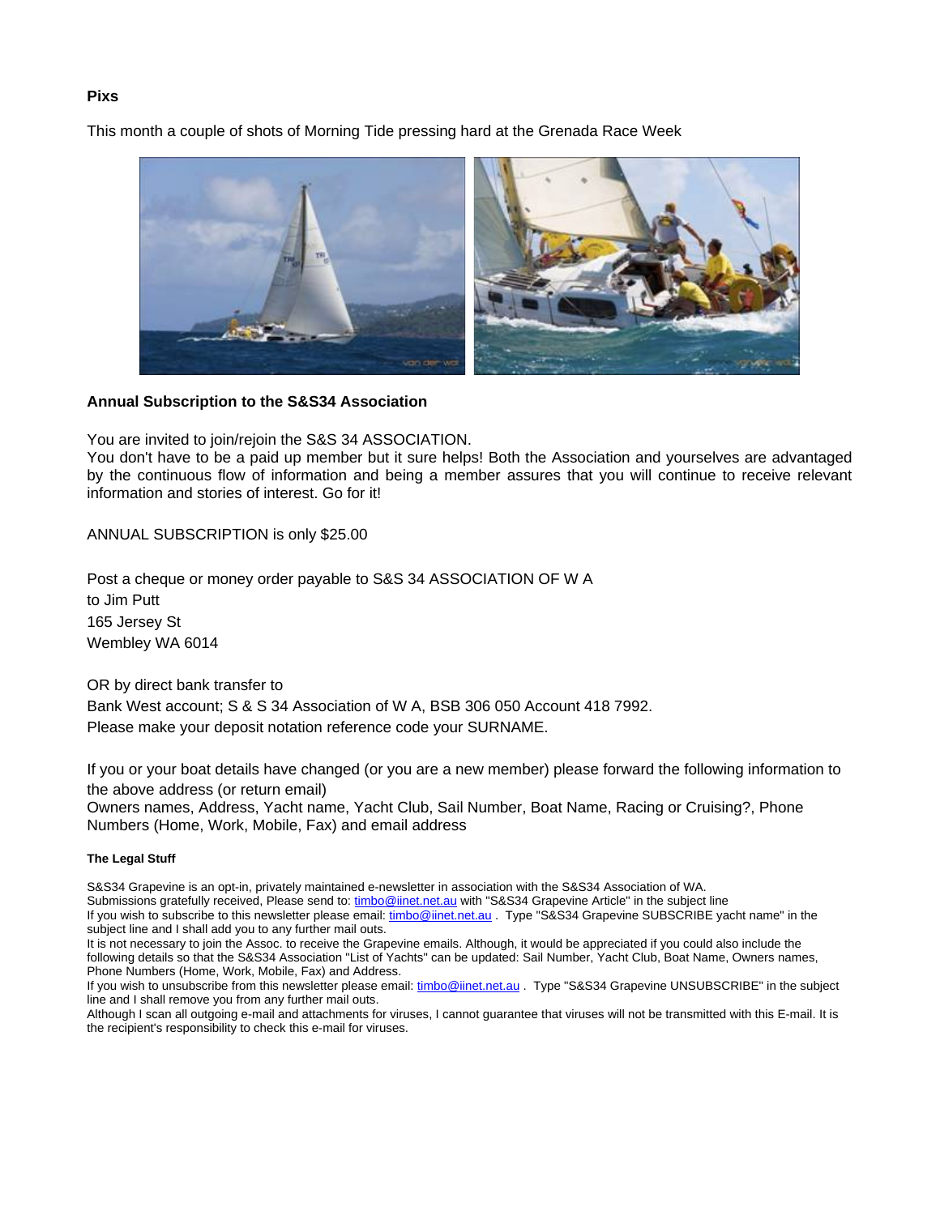**Pixs**

This month a couple of shots of Morning Tide pressing hard at the Grenada Race Week

**Annual Subscription to the S&S34 Association**

You are invited to join/rejoin the S&S 34 ASSOCIATION.
You don't have to be a paid up member but it sure helps! Both the Association and yourselves are advantaged by the continuous flow of information and being a member assures that you will continue to receive relevant information and stories of interest. Go for it!

ANNUAL SUBSCRIPTION is only $25.00

Post a cheque or money order payable to S&S 34 ASSOCIATION OF W A
to Jim Putt
165 Jersey St
Wembley WA 6014

OR by direct bank transfer to
Bank West account; S & S 34 Association of W A, BSB 306 050 Account 418 7992.
Please make your deposit notation reference code your SURNAME.

If you or your boat details have changed (or you are a new member) please forward the following information to the above address (or return email)
Owners names, Address, Yacht name, Yacht Club, Sail Number, Boat Name, Racing or Cruising?, Phone Numbers (Home, Work, Mobile, Fax) and email address

**The Legal Stuff**

S&S34 Grapevine is an opt-in, privately maintained e-newsletter in association with the S&S34 Association of WA.
Submissions gratefully received, Please send to: timbo@iinet.net.au with "S&S34 Grapevine Article" in the subject line
If you wish to subscribe to this newsletter please email: timbo@iinet.net.au . Type "S&S34 Grapevine SUBSCRIBE yacht name" in the subject line and I shall add you to any further mail outs.
It is not necessary to join the Assoc. to receive the Grapevine emails. Although, it would be appreciated if you could also include the following details so that the S&S34 Association "List of Yachts" can be updated: Sail Number, Yacht Club, Boat Name, Owners names, Phone Numbers (Home, Work, Mobile, Fax) and Address.
If you wish to unsubscribe from this newsletter please email: timbo@iinet.net.au . Type "S&S34 Grapevine UNSUBSCRIBE" in the subject line and I shall remove you from any further mail outs.
Although I scan all outgoing e-mail and attachments for viruses, I cannot guarantee that viruses will not be transmitted with this E-mail. It is the recipient's responsibility to check this e-mail for viruses.